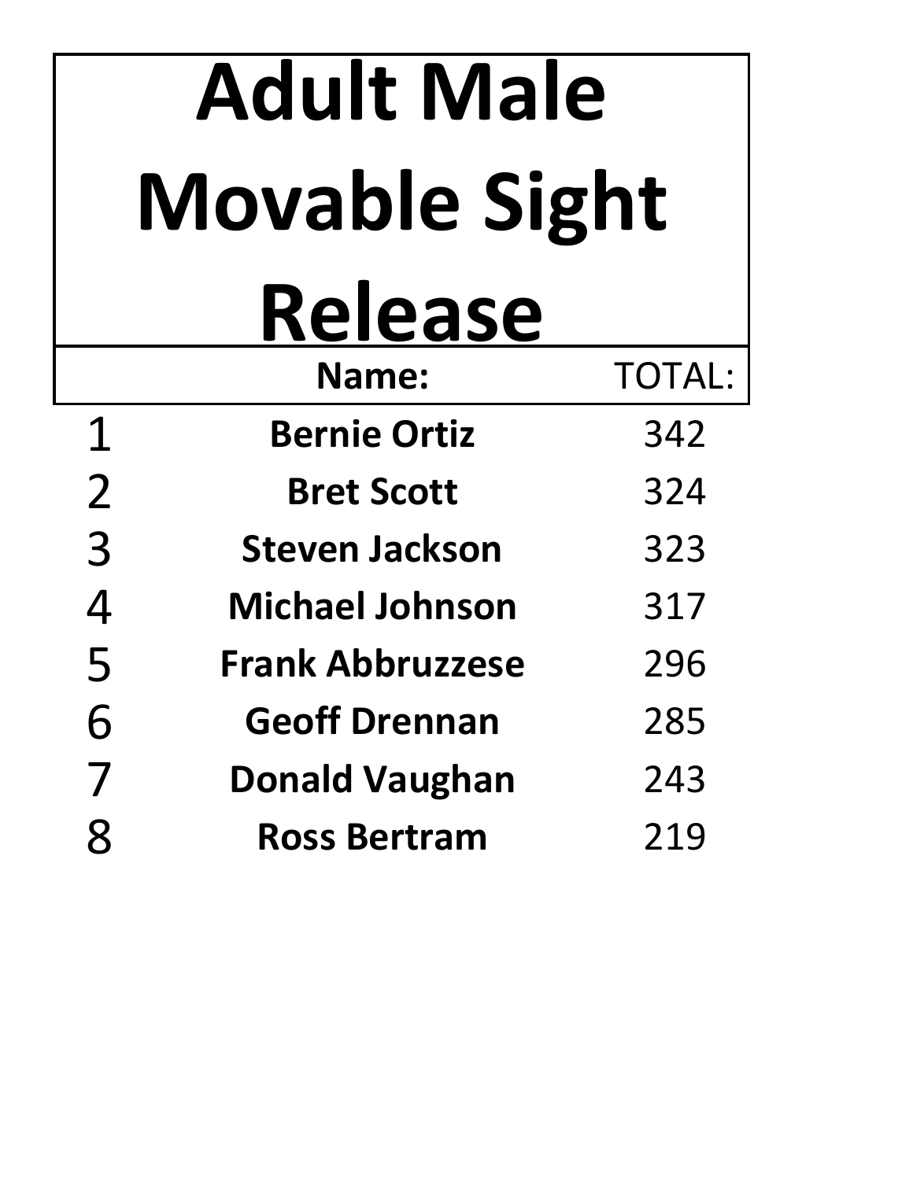# Adult Male Movable Sight Release

| | Name: | TOTAL: |
|---|---|---|
| 1 | **Bernie Ortiz** | 342 |
| 2 | **Bret Scott** | 324 |
| 3 | **Steven Jackson** | 323 |
| 4 | **Michael Johnson** | 317 |
| 5 | **Frank Abbruzzese** | 296 |
| 6 | **Geoff Drennan** | 285 |
| 7 | **Donald Vaughan** | 243 |
| 8 | **Ross Bertram** | 219 |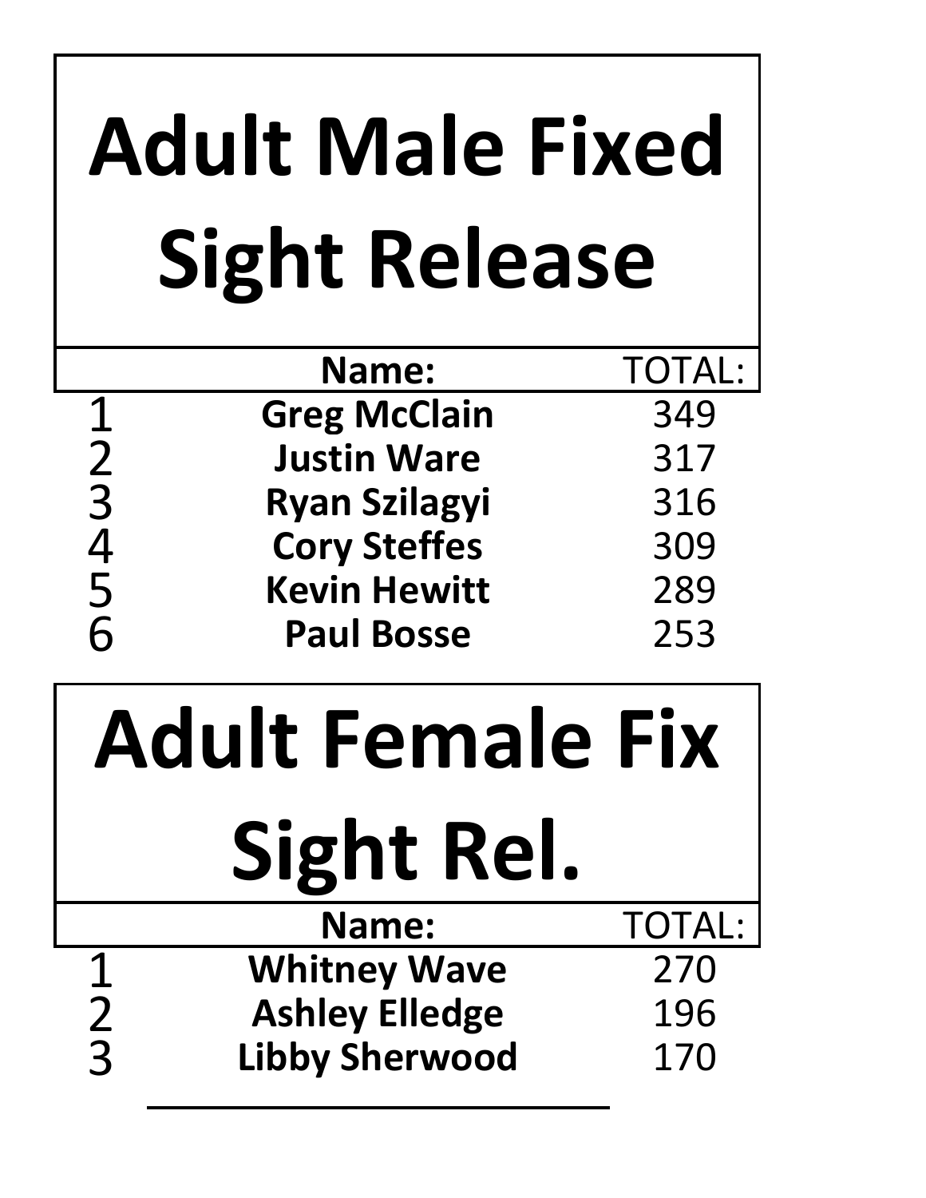# Adult Male Fixed Sight Release

| | Name: | TOTAL: |
|---|---|---|
| 1 | **Greg McClain** | 349 |
| 2 | **Justin Ware** | 317 |
| 3 | **Ryan Szilagyi** | 316 |
| 4 | **Cory Steffes** | 309 |
| 5 | **Kevin Hewitt** | 289 |
| 6 | **Paul Bosse** | 253 |

# Adult Female Fix Sight Rel.

| | Name: | TOTAL: |
|---|---|---|
| 1 | **Whitney Wave** | 270 |
| 2 | **Ashley Elledge** | 196 |
| 3 | **Libby Sherwood** | 170 |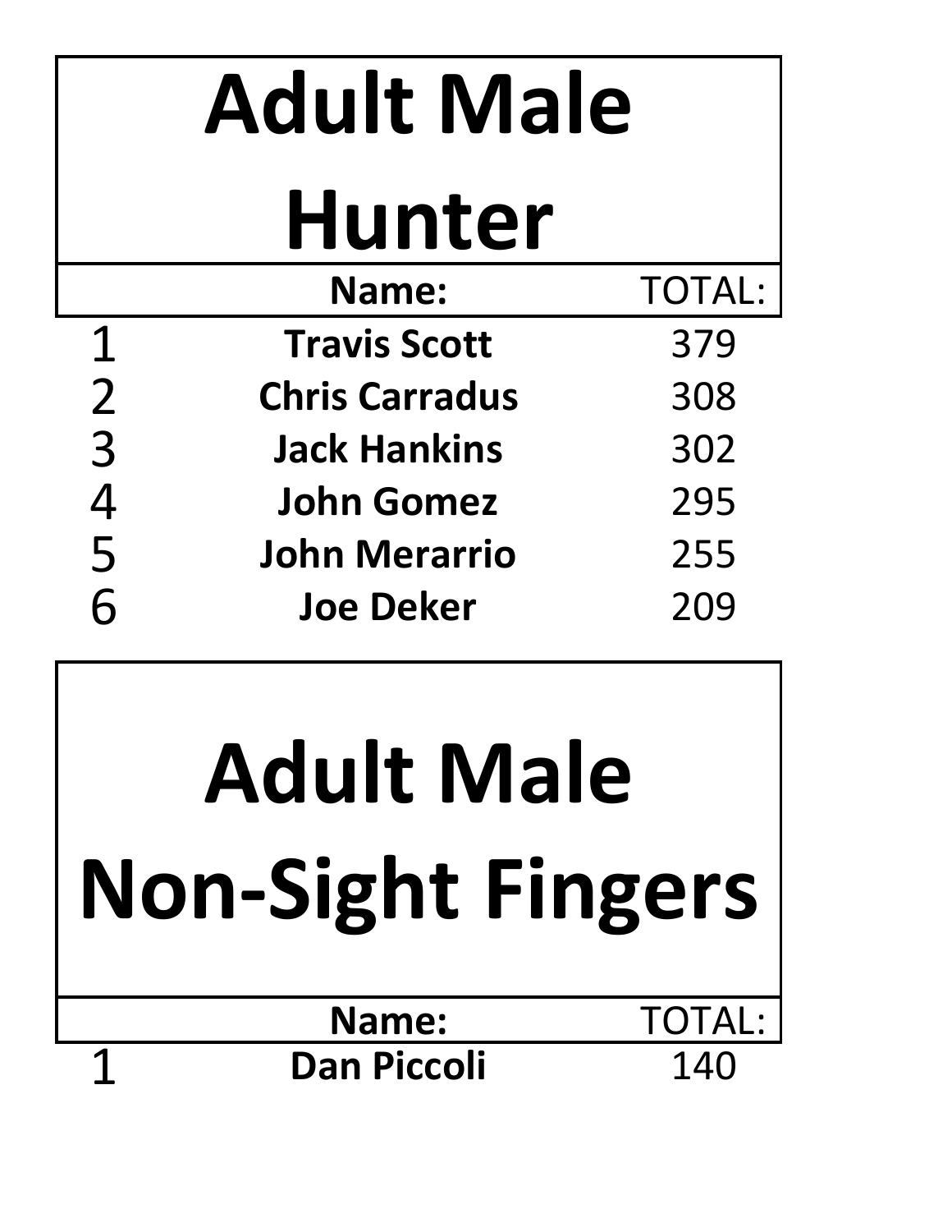# Adult Male Hunter

| | Name: | TOTAL: |
|---|---|---|
| 1 | **Travis Scott** | 379 |
| 2 | **Chris Carradus** | 308 |
| 3 | **Jack Hankins** | 302 |
| 4 | **John Gomez** | 295 |
| 5 | **John Merarrio** | 255 |
| 6 | **Joe Deker** | 209 |

# Adult Male Non-Sight Fingers

| | Name: | TOTAL: |
|---|---|---|
| 1 | **Dan Piccoli** | 140 |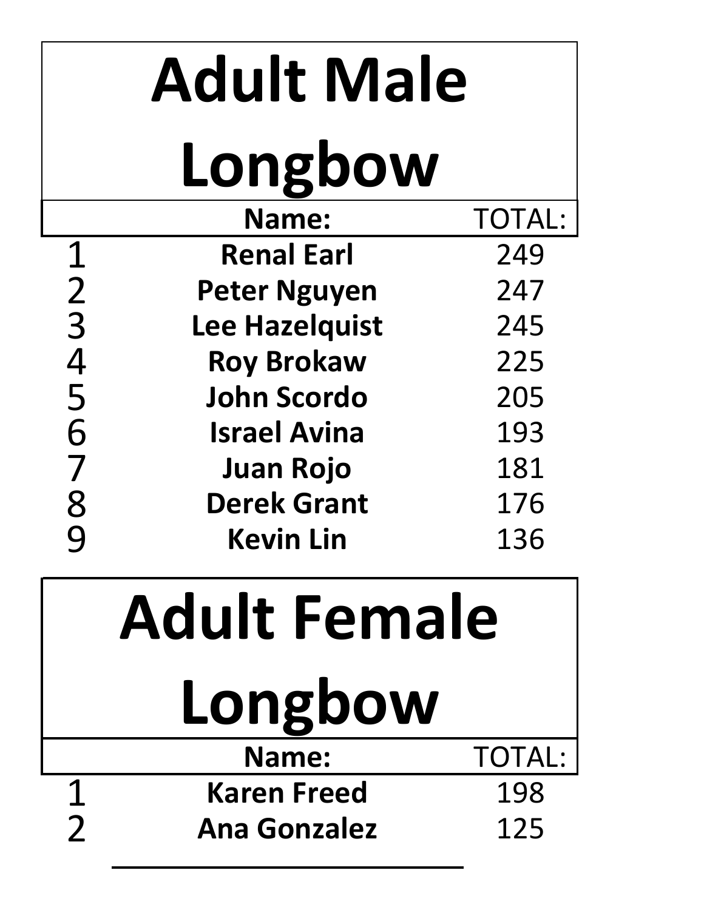# Adult Male Longbow

| | Name: | TOTAL: |
|---|---|---|
| 1 | **Renal Earl** | 249 |
| 2 | **Peter Nguyen** | 247 |
| 3 | **Lee Hazelquist** | 245 |
| 4 | **Roy Brokaw** | 225 |
| 5 | **John Scordo** | 205 |
| 6 | **Israel Avina** | 193 |
| 7 | **Juan Rojo** | 181 |
| 8 | **Derek Grant** | 176 |
| 9 | **Kevin Lin** | 136 |

# Adult Female Longbow

| | Name: | TOTAL: |
|---|---|---|
| 1 | **Karen Freed** | 198 |
| 2 | **Ana Gonzalez** | 125 |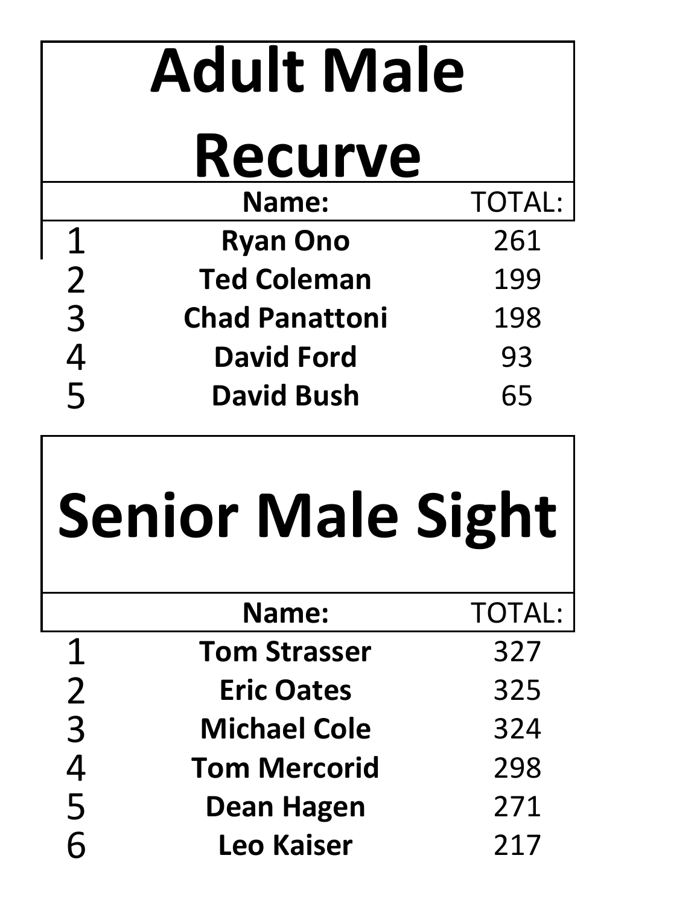# Adult Male Recurve

| | Name: | TOTAL: |
|---|---|---|
| 1 | **Ryan Ono** | 261 |
| 2 | **Ted Coleman** | 199 |
| 3 | **Chad Panattoni** | 198 |
| 4 | **David Ford** | 93 |
| 5 | **David Bush** | 65 |

# Senior Male Sight

| | Name: | TOTAL: |
|---|---|---|
| 1 | **Tom Strasser** | 327 |
| 2 | **Eric Oates** | 325 |
| 3 | **Michael Cole** | 324 |
| 4 | **Tom Mercorid** | 298 |
| 5 | **Dean Hagen** | 271 |
| 6 | **Leo Kaiser** | 217 |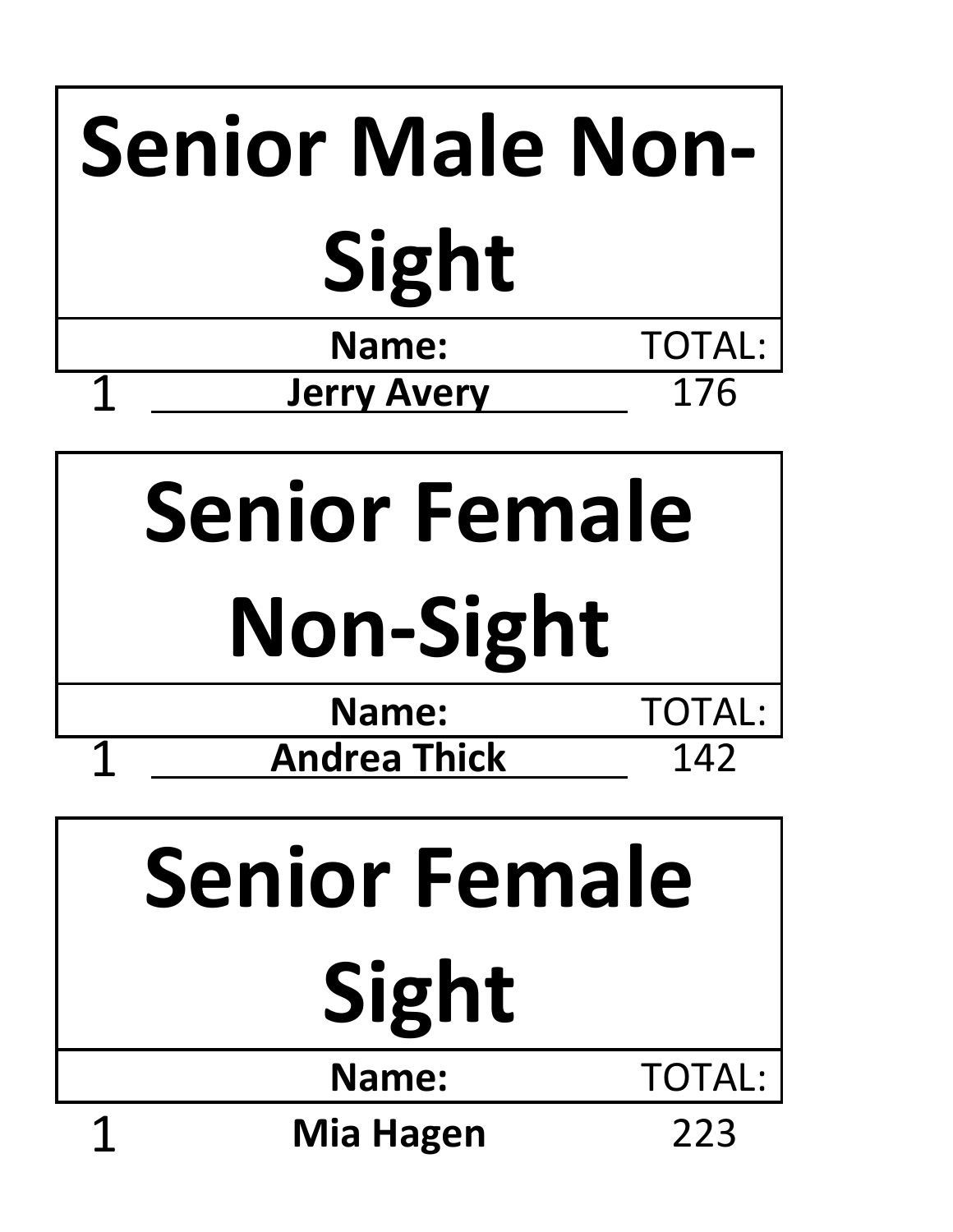# Senior Male Non-Sight

| | Name: | TOTAL: |
|---|---|---|
| 1 | **Jerry Avery** | 176 |

# Senior Female Non-Sight

| | Name: | TOTAL: |
|---|---|---|
| 1 | **Andrea Thick** | 142 |

# Senior Female Sight

| | Name: | TOTAL: |
|---|---|---|
| 1 | **Mia Hagen** | 223 |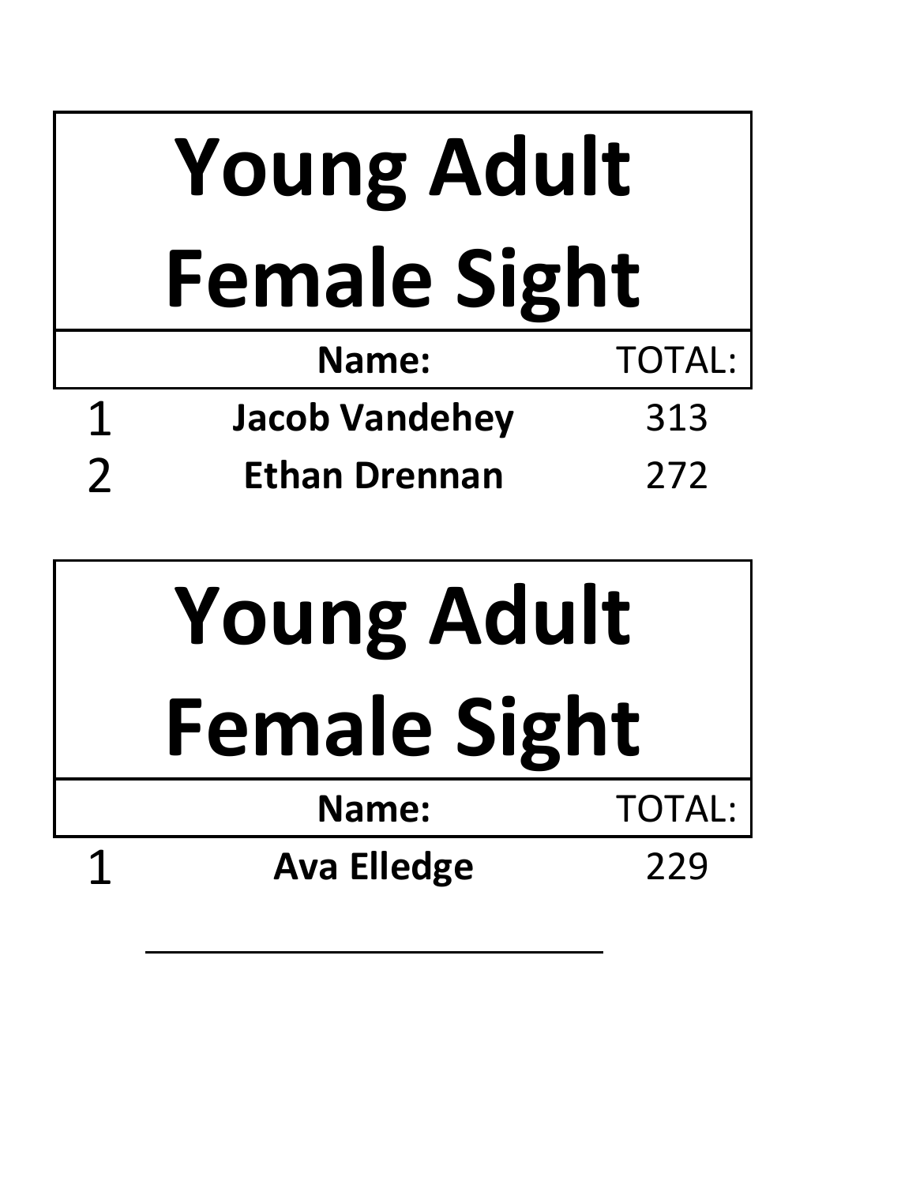# Young Adult Female Sight

| | Name: | TOTAL: |
|---|---|---|
| 1 | **Jacob Vandehey** | 313 |
| 2 | **Ethan Drennan** | 272 |

# Young Adult Female Sight

| | Name: | TOTAL: |
|---|---|---|
| 1 | **Ava Elledge** | 229 |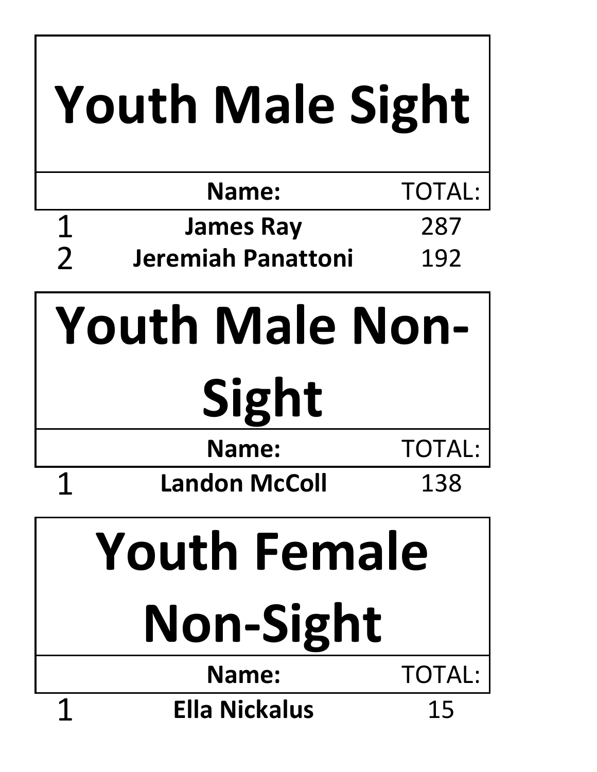# Youth Male Sight

| | Name: | TOTAL: |
|---|---|---|
| 1 | **James Ray** | 287 |
| 2 | **Jeremiah Panattoni** | 192 |

# Youth Male Non-Sight

| | Name: | TOTAL: |
|---|---|---|
| 1 | **Landon McColl** | 138 |

# Youth Female Non-Sight

| | Name: | TOTAL: |
|---|---|---|
| 1 | **Ella Nickalus** | 15 |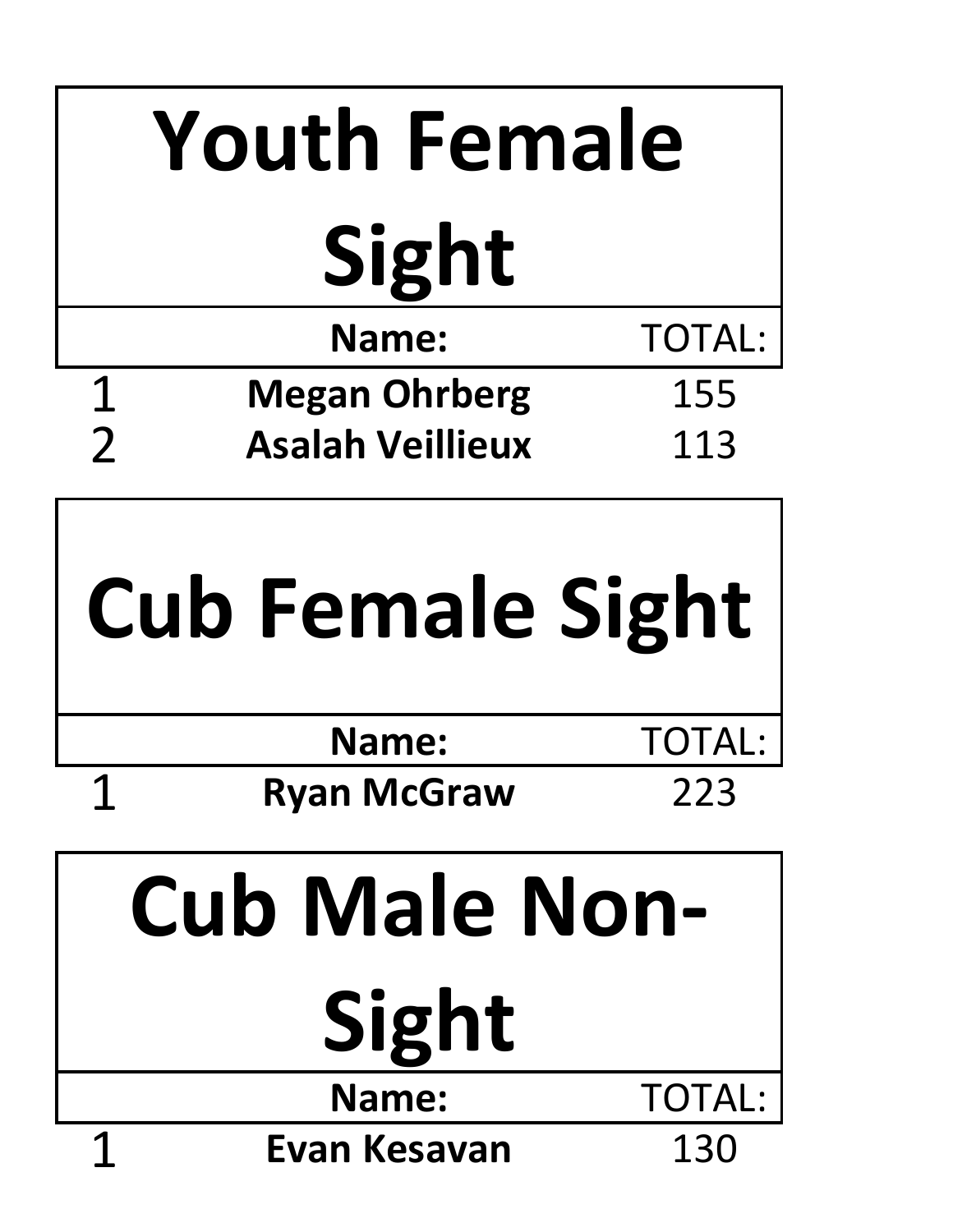# Youth Female Sight

| | Name: | TOTAL: |
|---|---|---|
| 1 | **Megan Ohrberg** | 155 |
| 2 | **Asalah Veillieux** | 113 |

# Cub Female Sight

| | Name: | TOTAL: |
|---|---|---|
| 1 | **Ryan McGraw** | 223 |

# Cub Male Non-Sight

| | Name: | TOTAL: |
|---|---|---|
| 1 | **Evan Kesavan** | 130 |